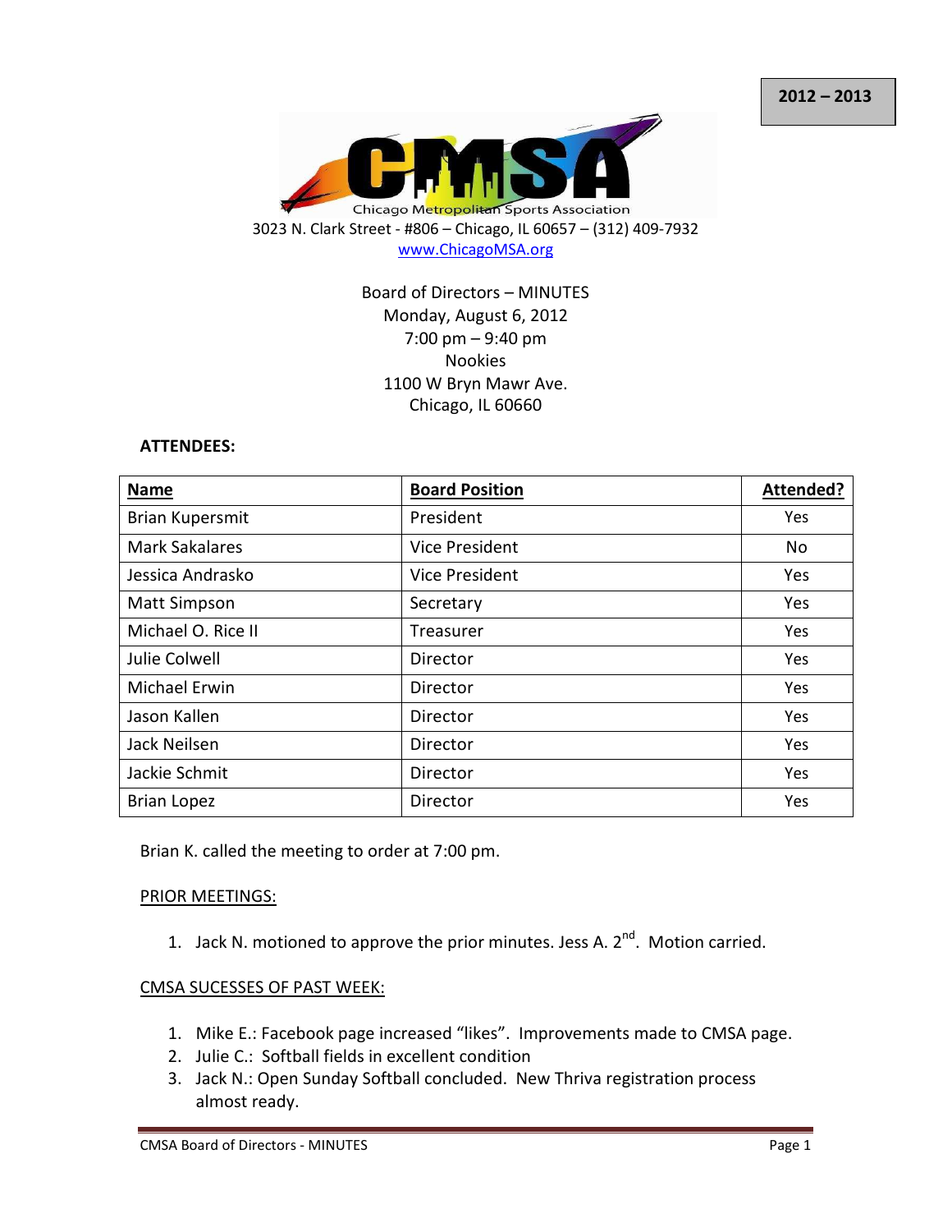2012 – 2013

Chicago Metropolitan Sports Association

3023 N. Clark Street - #806 – Chicago, IL 60657 – (312) 409-7932

www.ChicagoMSA.org

Board of Directors – MINUTES
Monday, August 6, 2012
7:00 pm – 9:40 pm
Nookies
1100 W Bryn Mawr Ave.
Chicago, IL 60660

**ATTENDEES:**

| **Name** | **Board Position** | **Attended?** |
|---|---|---|
| Brian Kupersmit | President | Yes |
| Mark Sakalares | Vice President | No |
| Jessica Andrasko | Vice President | Yes |
| Matt Simpson | Secretary | Yes |
| Michael O. Rice II | Treasurer | Yes |
| Julie Colwell | Director | Yes |
| Michael Erwin | Director | Yes |
| Jason Kallen | Director | Yes |
| Jack Neilsen | Director | Yes |
| Jackie Schmit | Director | Yes |
| Brian Lopez | Director | Yes |

Brian K. called the meeting to order at 7:00 pm.

PRIOR MEETINGS:

1. Jack N. motioned to approve the prior minutes. Jess A. 2nd. Motion carried.

CMSA SUCESSES OF PAST WEEK:

1. Mike E.: Facebook page increased "likes". Improvements made to CMSA page.
2. Julie C.: Softball fields in excellent condition
3. Jack N.: Open Sunday Softball concluded. New Thriva registration process almost ready.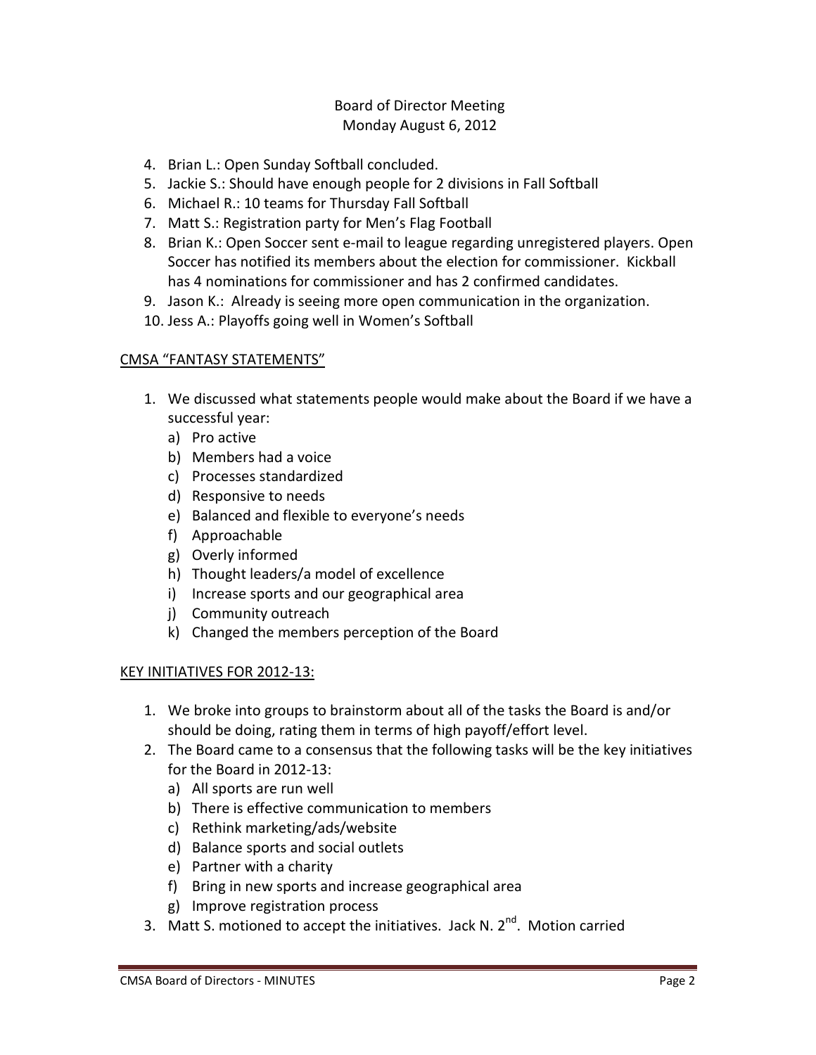Board of Director Meeting
Monday August 6, 2012

4. Brian L.: Open Sunday Softball concluded.
5. Jackie S.: Should have enough people for 2 divisions in Fall Softball
6. Michael R.: 10 teams for Thursday Fall Softball
7. Matt S.: Registration party for Men's Flag Football
8. Brian K.: Open Soccer sent e-mail to league regarding unregistered players. Open Soccer has notified its members about the election for commissioner. Kickball has 4 nominations for commissioner and has 2 confirmed candidates.
9. Jason K.: Already is seeing more open communication in the organization.
10. Jess A.: Playoffs going well in Women's Softball

<u>CMSA "FANTASY STATEMENTS"</u>

1. We discussed what statements people would make about the Board if we have a successful year:
   a) Pro active
   b) Members had a voice
   c) Processes standardized
   d) Responsive to needs
   e) Balanced and flexible to everyone's needs
   f) Approachable
   g) Overly informed
   h) Thought leaders/a model of excellence
   i) Increase sports and our geographical area
   j) Community outreach
   k) Changed the members perception of the Board

<u>KEY INITIATIVES FOR 2012-13:</u>

1. We broke into groups to brainstorm about all of the tasks the Board is and/or should be doing, rating them in terms of high payoff/effort level.
2. The Board came to a consensus that the following tasks will be the key initiatives for the Board in 2012-13:
   a) All sports are run well
   b) There is effective communication to members
   c) Rethink marketing/ads/website
   d) Balance sports and social outlets
   e) Partner with a charity
   f) Bring in new sports and increase geographical area
   g) Improve registration process
3. Matt S. motioned to accept the initiatives. Jack N. 2nd. Motion carried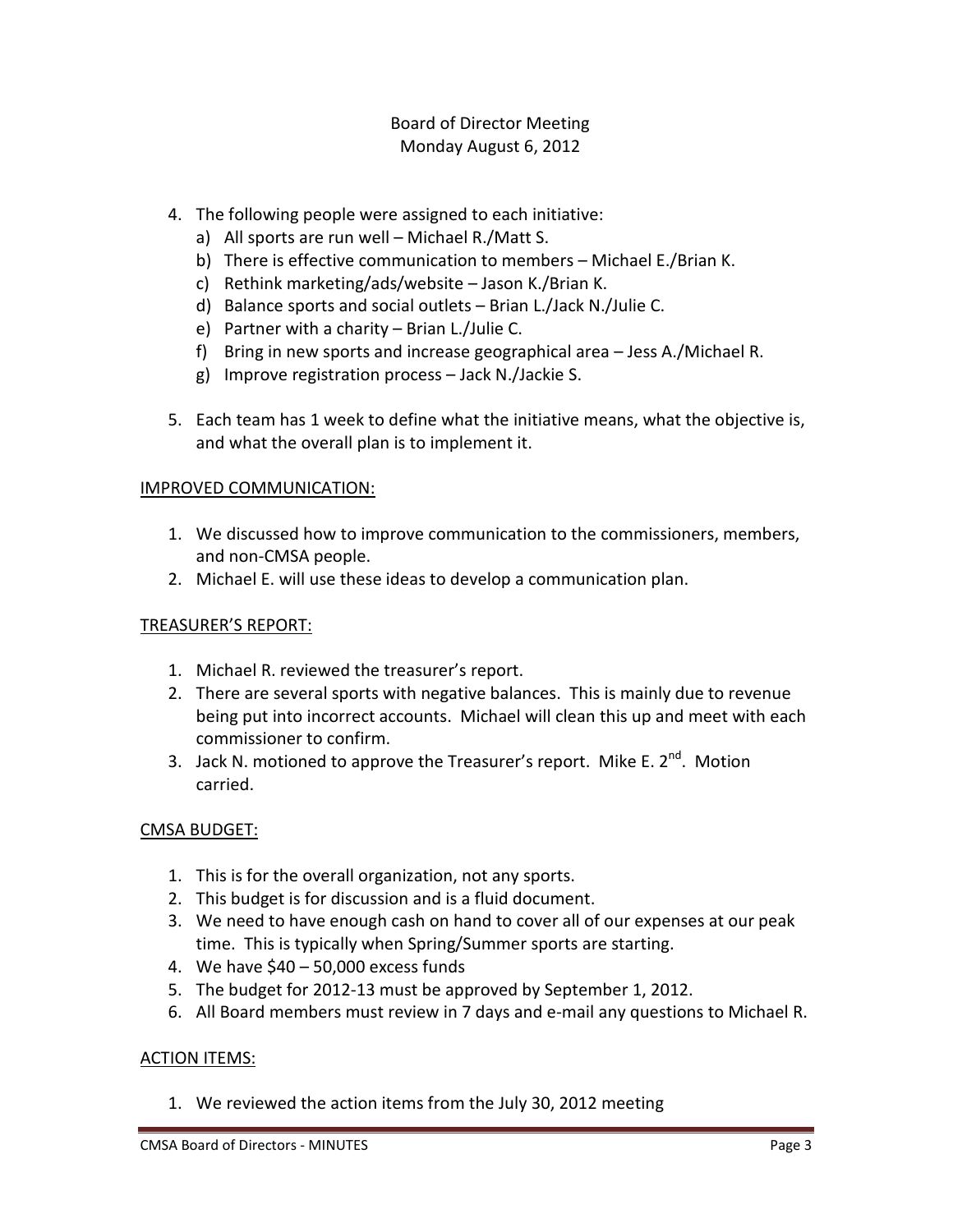Board of Director Meeting
Monday August 6, 2012

4. The following people were assigned to each initiative:
   a) All sports are run well – Michael R./Matt S.
   b) There is effective communication to members – Michael E./Brian K.
   c) Rethink marketing/ads/website – Jason K./Brian K.
   d) Balance sports and social outlets – Brian L./Jack N./Julie C.
   e) Partner with a charity – Brian L./Julie C.
   f) Bring in new sports and increase geographical area – Jess A./Michael R.
   g) Improve registration process – Jack N./Jackie S.

5. Each team has 1 week to define what the initiative means, what the objective is, and what the overall plan is to implement it.

## IMPROVED COMMUNICATION:

1. We discussed how to improve communication to the commissioners, members, and non-CMSA people.
2. Michael E. will use these ideas to develop a communication plan.

## TREASURER'S REPORT:

1. Michael R. reviewed the treasurer's report.
2. There are several sports with negative balances. This is mainly due to revenue being put into incorrect accounts. Michael will clean this up and meet with each commissioner to confirm.
3. Jack N. motioned to approve the Treasurer's report. Mike E. 2nd. Motion carried.

## CMSA BUDGET:

1. This is for the overall organization, not any sports.
2. This budget is for discussion and is a fluid document.
3. We need to have enough cash on hand to cover all of our expenses at our peak time. This is typically when Spring/Summer sports are starting.
4. We have $40 – 50,000 excess funds
5. The budget for 2012-13 must be approved by September 1, 2012.
6. All Board members must review in 7 days and e-mail any questions to Michael R.

## ACTION ITEMS:

1. We reviewed the action items from the July 30, 2012 meeting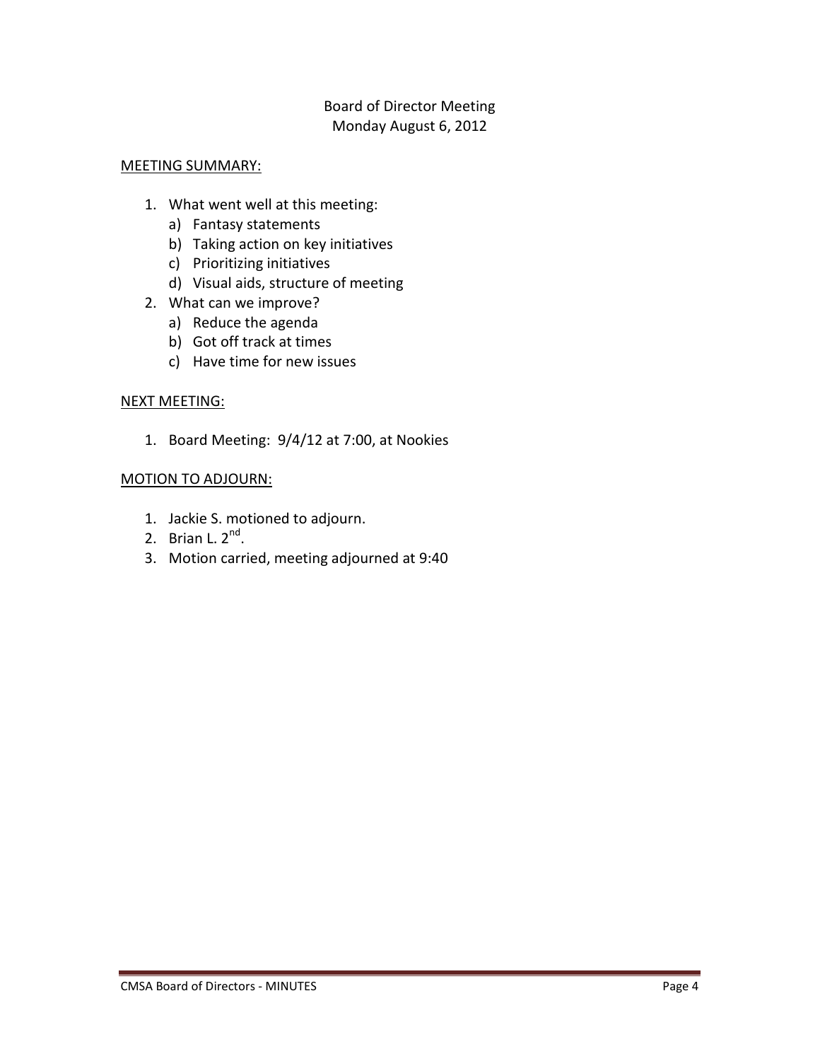Board of Director Meeting
Monday August 6, 2012

MEETING SUMMARY:

1. What went well at this meeting:
   a) Fantasy statements
   b) Taking action on key initiatives
   c) Prioritizing initiatives
   d) Visual aids, structure of meeting
2. What can we improve?
   a) Reduce the agenda
   b) Got off track at times
   c) Have time for new issues

NEXT MEETING:

1. Board Meeting: 9/4/12 at 7:00, at Nookies

MOTION TO ADJOURN:

1. Jackie S. motioned to adjourn.
2. Brian L. 2nd.
3. Motion carried, meeting adjourned at 9:40